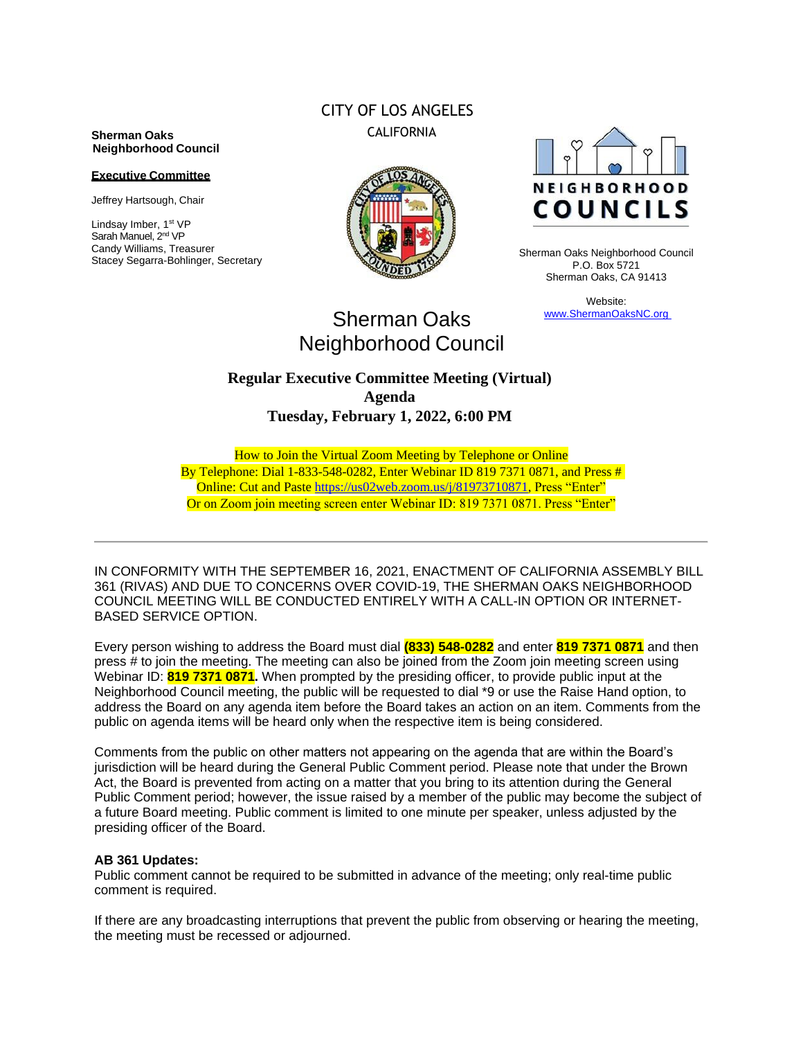CITY OF LOS ANGELES

CALIFORNIA

**Sherman Oaks Neighborhood Council**

**Executive Committee**

Jeffrey Hartsough, Chair

Lindsay Imber, 1st VP
Sarah Manuel, 2nd VP
Candy Williams, Treasurer
Stacey Segarra-Bohlinger, Secretary

NEIGHBORHOOD COUNCILS

Sherman Oaks Neighborhood Council
P.O. Box 5721
Sherman Oaks, CA 91413

Website:
www.ShermanOaksNC.org

# Sherman Oaks Neighborhood Council

## Regular Executive Committee Meeting (Virtual)
## Agenda
## Tuesday, February 1, 2022, 6:00 PM

How to Join the Virtual Zoom Meeting by Telephone or Online
By Telephone: Dial 1-833-548-0282, Enter Webinar ID 819 7371 0871, and Press #
Online: Cut and Paste https://us02web.zoom.us/j/81973710871, Press "Enter"
Or on Zoom join meeting screen enter Webinar ID: 819 7371 0871. Press "Enter"

---

IN CONFORMITY WITH THE SEPTEMBER 16, 2021, ENACTMENT OF CALIFORNIA ASSEMBLY BILL 361 (RIVAS) AND DUE TO CONCERNS OVER COVID-19, THE SHERMAN OAKS NEIGHBORHOOD COUNCIL MEETING WILL BE CONDUCTED ENTIRELY WITH A CALL-IN OPTION OR INTERNET-BASED SERVICE OPTION.

Every person wishing to address the Board must dial **(833) 548-0282** and enter **819 7371 0871** and then press # to join the meeting. The meeting can also be joined from the Zoom join meeting screen using Webinar ID: **819 7371 0871.** When prompted by the presiding officer, to provide public input at the Neighborhood Council meeting, the public will be requested to dial *9 or use the Raise Hand option, to address the Board on any agenda item before the Board takes an action on an item. Comments from the public on agenda items will be heard only when the respective item is being considered.

Comments from the public on other matters not appearing on the agenda that are within the Board's jurisdiction will be heard during the General Public Comment period. Please note that under the Brown Act, the Board is prevented from acting on a matter that you bring to its attention during the General Public Comment period; however, the issue raised by a member of the public may become the subject of a future Board meeting. Public comment is limited to one minute per speaker, unless adjusted by the presiding officer of the Board.

**AB 361 Updates:**
Public comment cannot be required to be submitted in advance of the meeting; only real-time public comment is required.

If there are any broadcasting interruptions that prevent the public from observing or hearing the meeting, the meeting must be recessed or adjourned.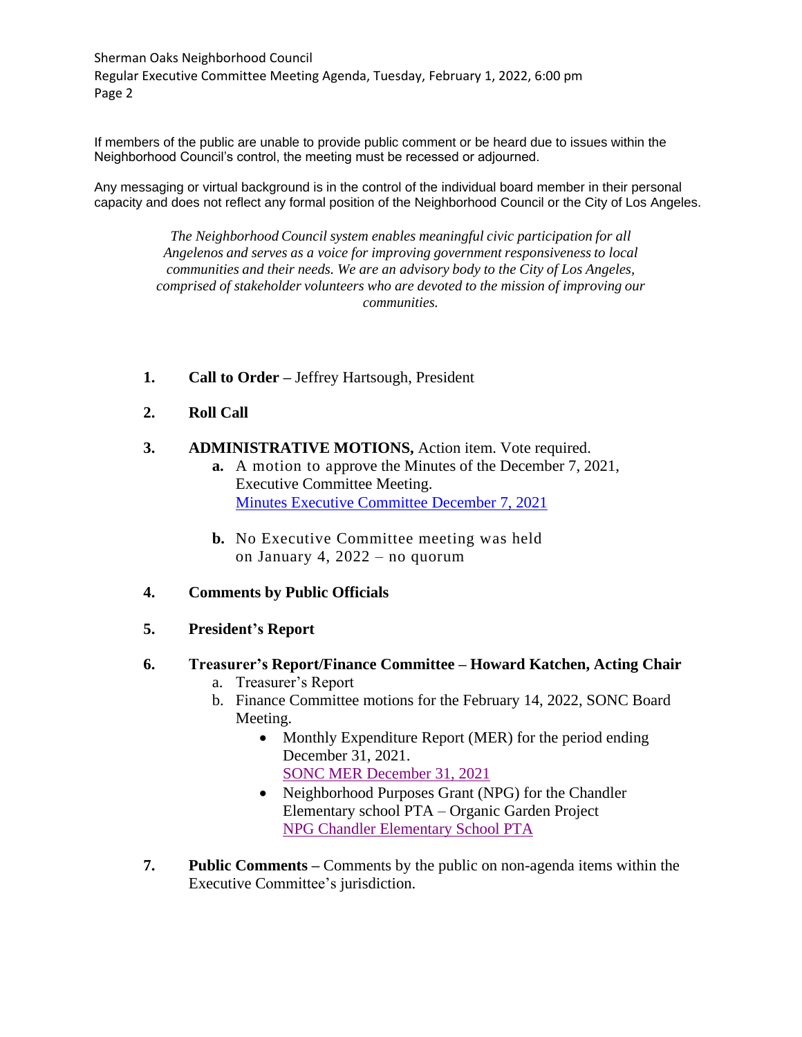If members of the public are unable to provide public comment or be heard due to issues within the Neighborhood Council's control, the meeting must be recessed or adjourned.

Any messaging or virtual background is in the control of the individual board member in their personal capacity and does not reflect any formal position of the Neighborhood Council or the City of Los Angeles.

*The Neighborhood Council system enables meaningful civic participation for all Angelenos and serves as a voice for improving government responsiveness to local communities and their needs. We are an advisory body to the City of Los Angeles, comprised of stakeholder volunteers who are devoted to the mission of improving our communities.*

1. **Call to Order –** Jeffrey Hartsough, President

2. **Roll Call**

3. **ADMINISTRATIVE MOTIONS,** Action item. Vote required.
   - **a.** A motion to approve the Minutes of the December 7, 2021, Executive Committee Meeting.
     Minutes Executive Committee December 7, 2021
   - **b.** No Executive Committee meeting was held on January 4, 2022 – no quorum

4. **Comments by Public Officials**

5. **President's Report**

6. **Treasurer's Report/Finance Committee – Howard Katchen, Acting Chair**
   - a. Treasurer's Report
   - b. Finance Committee motions for the February 14, 2022, SONC Board Meeting.
     - Monthly Expenditure Report (MER) for the period ending December 31, 2021.
       SONC MER December 31, 2021
     - Neighborhood Purposes Grant (NPG) for the Chandler Elementary school PTA – Organic Garden Project
       NPG Chandler Elementary School PTA

7. **Public Comments –** Comments by the public on non-agenda items within the Executive Committee's jurisdiction.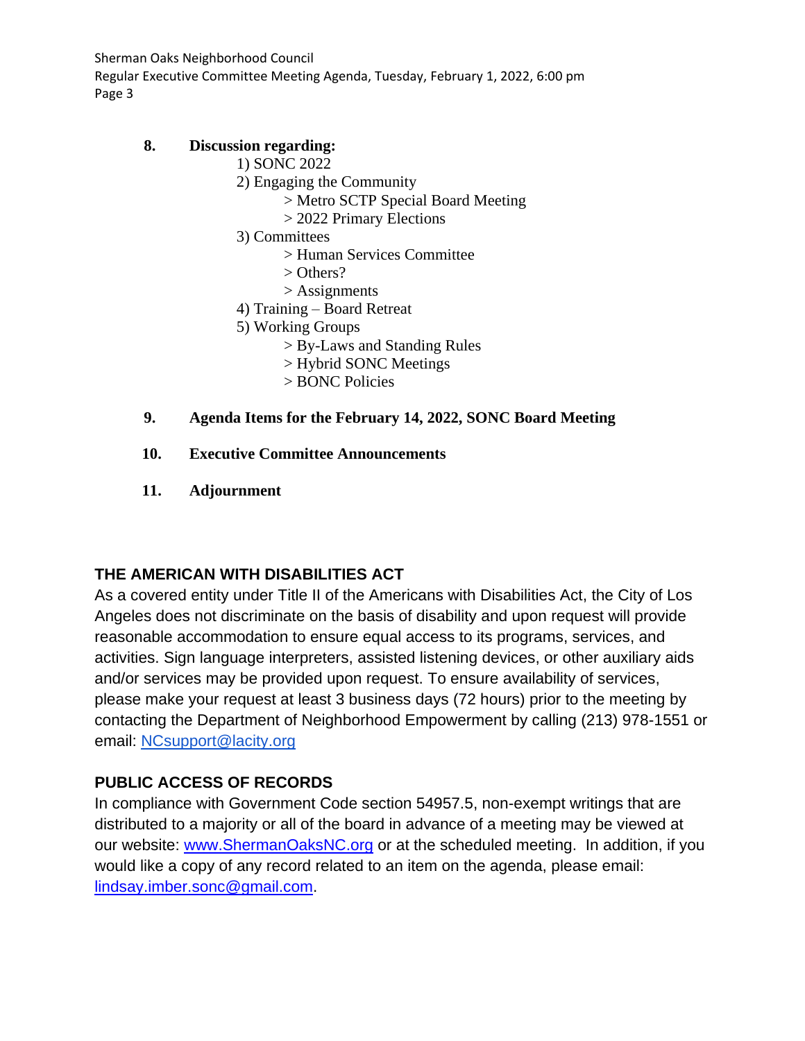8. **Discussion regarding:**
   1) SONC 2022
   2) Engaging the Community
      > Metro SCTP Special Board Meeting
      > 2022 Primary Elections
   3) Committees
      > Human Services Committee
      > Others?
      > Assignments
   4) Training – Board Retreat
   5) Working Groups
      > By-Laws and Standing Rules
      > Hybrid SONC Meetings
      > BONC Policies

9. **Agenda Items for the February 14, 2022, SONC Board Meeting**

10. **Executive Committee Announcements**

11. **Adjournment**

## THE AMERICAN WITH DISABILITIES ACT

As a covered entity under Title II of the Americans with Disabilities Act, the City of Los Angeles does not discriminate on the basis of disability and upon request will provide reasonable accommodation to ensure equal access to its programs, services, and activities. Sign language interpreters, assisted listening devices, or other auxiliary aids and/or services may be provided upon request. To ensure availability of services, please make your request at least 3 business days (72 hours) prior to the meeting by contacting the Department of Neighborhood Empowerment by calling (213) 978-1551 or email: NCsupport@lacity.org

## PUBLIC ACCESS OF RECORDS

In compliance with Government Code section 54957.5, non-exempt writings that are distributed to a majority or all of the board in advance of a meeting may be viewed at our website: www.ShermanOaksNC.org or at the scheduled meeting. In addition, if you would like a copy of any record related to an item on the agenda, please email: lindsay.imber.sonc@gmail.com.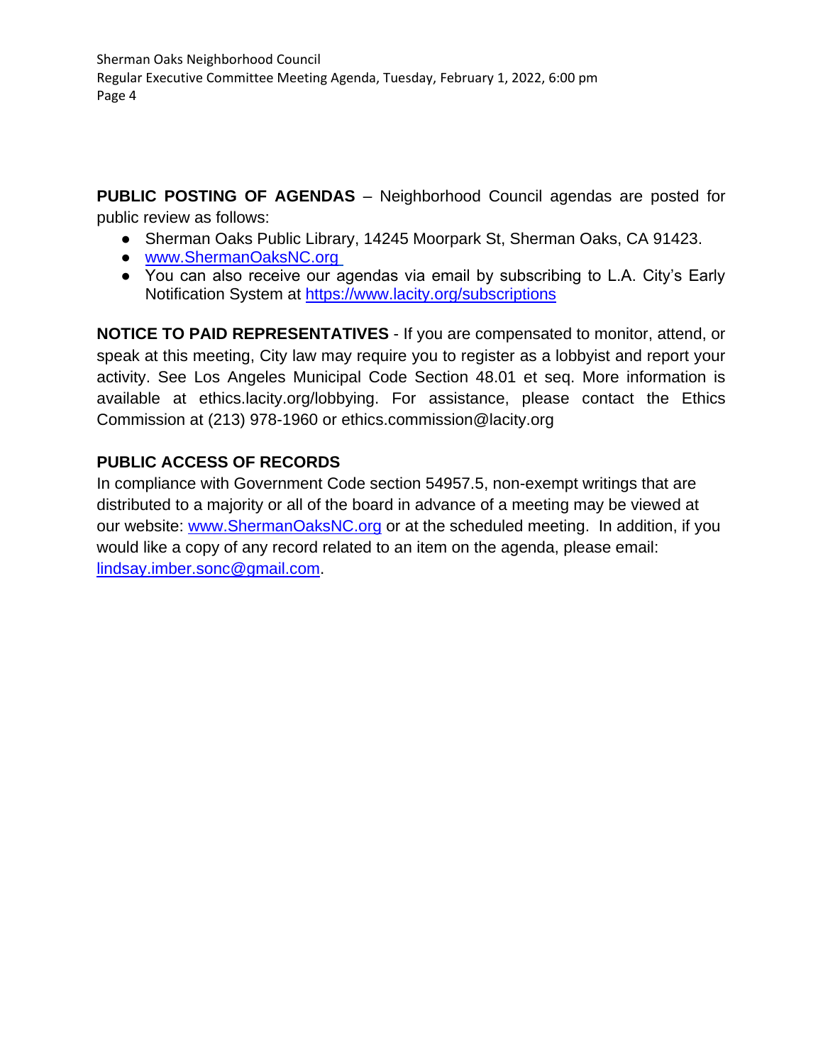**PUBLIC POSTING OF AGENDAS** – Neighborhood Council agendas are posted for public review as follows:

- Sherman Oaks Public Library, 14245 Moorpark St, Sherman Oaks, CA 91423.
- www.ShermanOaksNC.org
- You can also receive our agendas via email by subscribing to L.A. City's Early Notification System at https://www.lacity.org/subscriptions

**NOTICE TO PAID REPRESENTATIVES** - If you are compensated to monitor, attend, or speak at this meeting, City law may require you to register as a lobbyist and report your activity. See Los Angeles Municipal Code Section 48.01 et seq. More information is available at ethics.lacity.org/lobbying. For assistance, please contact the Ethics Commission at (213) 978-1960 or ethics.commission@lacity.org

**PUBLIC ACCESS OF RECORDS**

In compliance with Government Code section 54957.5, non-exempt writings that are distributed to a majority or all of the board in advance of a meeting may be viewed at our website: www.ShermanOaksNC.org or at the scheduled meeting. In addition, if you would like a copy of any record related to an item on the agenda, please email: lindsay.imber.sonc@gmail.com.